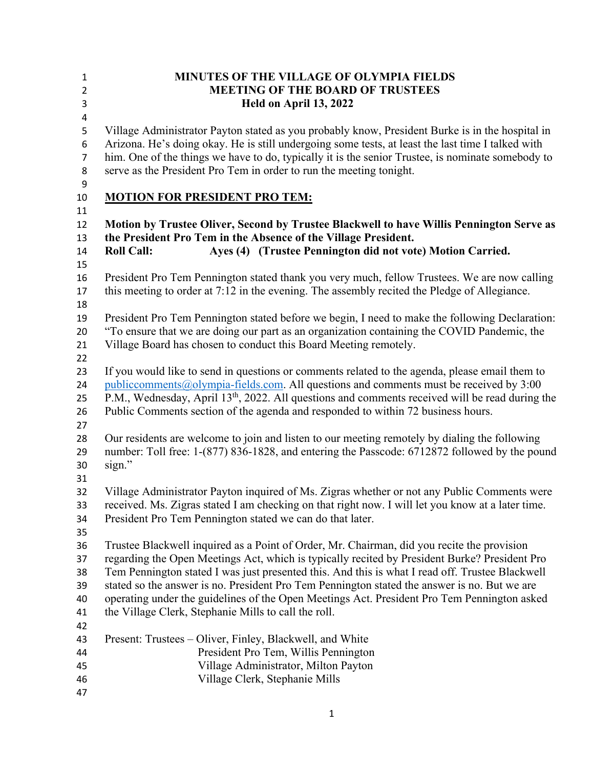# MINUTES OF THE VILLAGE OF OLYMPIA FIELDS
## MEETING OF THE BOARD OF TRUSTEES
### Held on April 13, 2022

Village Administrator Payton stated as you probably know, President Burke is in the hospital in Arizona. He's doing okay. He is still undergoing some tests, at least the last time I talked with him. One of the things we have to do, typically it is the senior Trustee, is nominate somebody to serve as the President Pro Tem in order to run the meeting tonight.

## MOTION FOR PRESIDENT PRO TEM:

**Motion by Trustee Oliver, Second by Trustee Blackwell to have Willis Pennington Serve as the President Pro Tem in the Absence of the Village President.**
**Roll Call: Ayes (4) (Trustee Pennington did not vote) Motion Carried.**

President Pro Tem Pennington stated thank you very much, fellow Trustees. We are now calling this meeting to order at 7:12 in the evening. The assembly recited the Pledge of Allegiance.

President Pro Tem Pennington stated before we begin, I need to make the following Declaration: "To ensure that we are doing our part as an organization containing the COVID Pandemic, the Village Board has chosen to conduct this Board Meeting remotely.

If you would like to send in questions or comments related to the agenda, please email them to publiccomments@olympia-fields.com. All questions and comments must be received by 3:00 P.M., Wednesday, April 13th, 2022. All questions and comments received will be read during the Public Comments section of the agenda and responded to within 72 business hours.

Our residents are welcome to join and listen to our meeting remotely by dialing the following number: Toll free: 1-(877) 836-1828, and entering the Passcode: 6712872 followed by the pound sign."

Village Administrator Payton inquired of Ms. Zigras whether or not any Public Comments were received. Ms. Zigras stated I am checking on that right now. I will let you know at a later time. President Pro Tem Pennington stated we can do that later.

Trustee Blackwell inquired as a Point of Order, Mr. Chairman, did you recite the provision regarding the Open Meetings Act, which is typically recited by President Burke? President Pro Tem Pennington stated I was just presented this. And this is what I read off. Trustee Blackwell stated so the answer is no. President Pro Tem Pennington stated the answer is no. But we are operating under the guidelines of the Open Meetings Act. President Pro Tem Pennington asked the Village Clerk, Stephanie Mills to call the roll.

Present: Trustees – Oliver, Finley, Blackwell, and White
President Pro Tem, Willis Pennington
Village Administrator, Milton Payton
Village Clerk, Stephanie Mills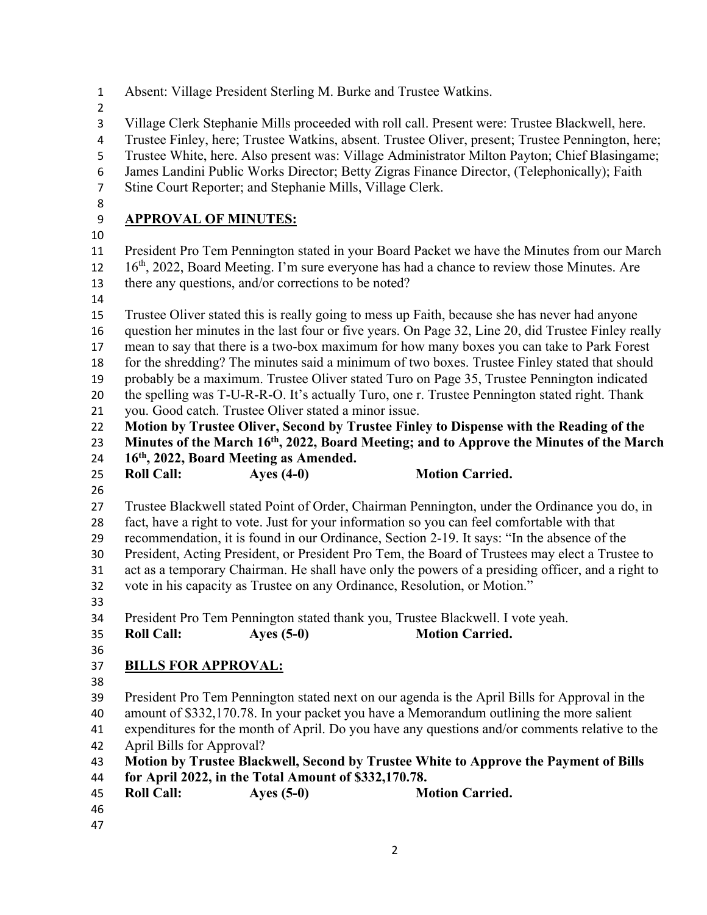Absent: Village President Sterling M. Burke and Trustee Watkins.

Village Clerk Stephanie Mills proceeded with roll call. Present were: Trustee Blackwell, here. Trustee Finley, here; Trustee Watkins, absent. Trustee Oliver, present; Trustee Pennington, here; Trustee White, here. Also present was: Village Administrator Milton Payton; Chief Blasingame; James Landini Public Works Director; Betty Zigras Finance Director, (Telephonically); Faith Stine Court Reporter; and Stephanie Mills, Village Clerk.

## APPROVAL OF MINUTES:

President Pro Tem Pennington stated in your Board Packet we have the Minutes from our March 16th, 2022, Board Meeting. I'm sure everyone has had a chance to review those Minutes. Are there any questions, and/or corrections to be noted?

Trustee Oliver stated this is really going to mess up Faith, because she has never had anyone question her minutes in the last four or five years. On Page 32, Line 20, did Trustee Finley really mean to say that there is a two-box maximum for how many boxes you can take to Park Forest for the shredding? The minutes said a minimum of two boxes. Trustee Finley stated that should probably be a maximum. Trustee Oliver stated Turo on Page 35, Trustee Pennington indicated the spelling was T-U-R-R-O. It's actually Turo, one r. Trustee Pennington stated right. Thank you. Good catch. Trustee Oliver stated a minor issue.

**Motion by Trustee Oliver, Second by Trustee Finley to Dispense with the Reading of the Minutes of the March 16th, 2022, Board Meeting; and to Approve the Minutes of the March 16th, 2022, Board Meeting as Amended.**

**Roll Call: Ayes (4-0) Motion Carried.**

Trustee Blackwell stated Point of Order, Chairman Pennington, under the Ordinance you do, in fact, have a right to vote. Just for your information so you can feel comfortable with that recommendation, it is found in our Ordinance, Section 2-19. It says: "In the absence of the President, Acting President, or President Pro Tem, the Board of Trustees may elect a Trustee to act as a temporary Chairman. He shall have only the powers of a presiding officer, and a right to vote in his capacity as Trustee on any Ordinance, Resolution, or Motion."

President Pro Tem Pennington stated thank you, Trustee Blackwell. I vote yeah.

**Roll Call: Ayes (5-0) Motion Carried.**

## BILLS FOR APPROVAL:

President Pro Tem Pennington stated next on our agenda is the April Bills for Approval in the amount of $332,170.78. In your packet you have a Memorandum outlining the more salient expenditures for the month of April. Do you have any questions and/or comments relative to the April Bills for Approval?

**Motion by Trustee Blackwell, Second by Trustee White to Approve the Payment of Bills for April 2022, in the Total Amount of $332,170.78.**

**Roll Call: Ayes (5-0) Motion Carried.**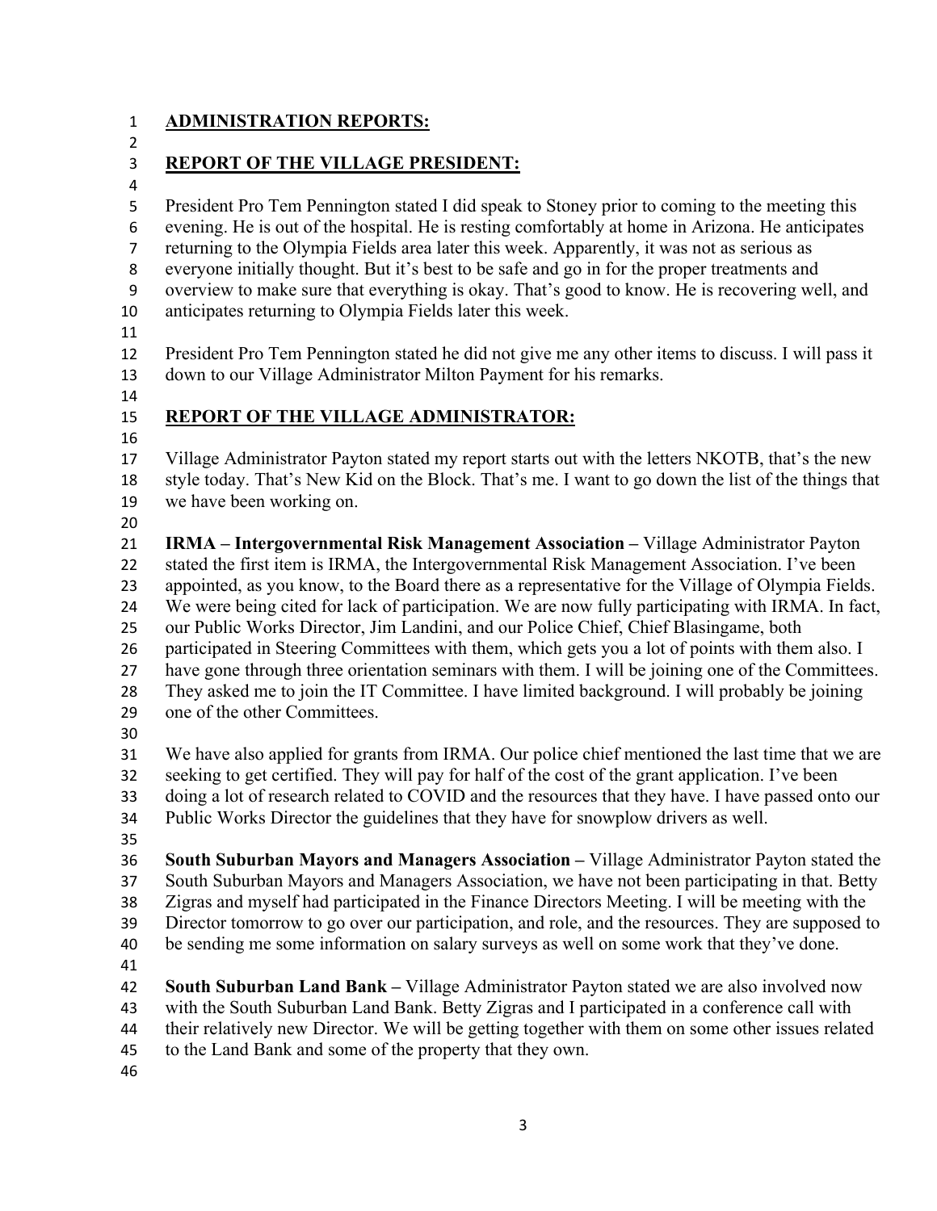**ADMINISTRATION REPORTS:**

**REPORT OF THE VILLAGE PRESIDENT:**

President Pro Tem Pennington stated I did speak to Stoney prior to coming to the meeting this evening. He is out of the hospital. He is resting comfortably at home in Arizona. He anticipates returning to the Olympia Fields area later this week. Apparently, it was not as serious as everyone initially thought. But it's best to be safe and go in for the proper treatments and overview to make sure that everything is okay. That's good to know. He is recovering well, and anticipates returning to Olympia Fields later this week.

President Pro Tem Pennington stated he did not give me any other items to discuss. I will pass it down to our Village Administrator Milton Payment for his remarks.

**REPORT OF THE VILLAGE ADMINISTRATOR:**

Village Administrator Payton stated my report starts out with the letters NKOTB, that's the new style today. That's New Kid on the Block. That's me. I want to go down the list of the things that we have been working on.

**IRMA – Intergovernmental Risk Management Association –** Village Administrator Payton stated the first item is IRMA, the Intergovernmental Risk Management Association. I've been appointed, as you know, to the Board there as a representative for the Village of Olympia Fields. We were being cited for lack of participation. We are now fully participating with IRMA. In fact, our Public Works Director, Jim Landini, and our Police Chief, Chief Blasingame, both participated in Steering Committees with them, which gets you a lot of points with them also. I have gone through three orientation seminars with them. I will be joining one of the Committees. They asked me to join the IT Committee. I have limited background. I will probably be joining one of the other Committees.

We have also applied for grants from IRMA. Our police chief mentioned the last time that we are seeking to get certified. They will pay for half of the cost of the grant application. I've been doing a lot of research related to COVID and the resources that they have. I have passed onto our Public Works Director the guidelines that they have for snowplow drivers as well.

**South Suburban Mayors and Managers Association –** Village Administrator Payton stated the South Suburban Mayors and Managers Association, we have not been participating in that. Betty Zigras and myself had participated in the Finance Directors Meeting. I will be meeting with the Director tomorrow to go over our participation, and role, and the resources. They are supposed to be sending me some information on salary surveys as well on some work that they've done.

**South Suburban Land Bank –** Village Administrator Payton stated we are also involved now with the South Suburban Land Bank. Betty Zigras and I participated in a conference call with their relatively new Director. We will be getting together with them on some other issues related to the Land Bank and some of the property that they own.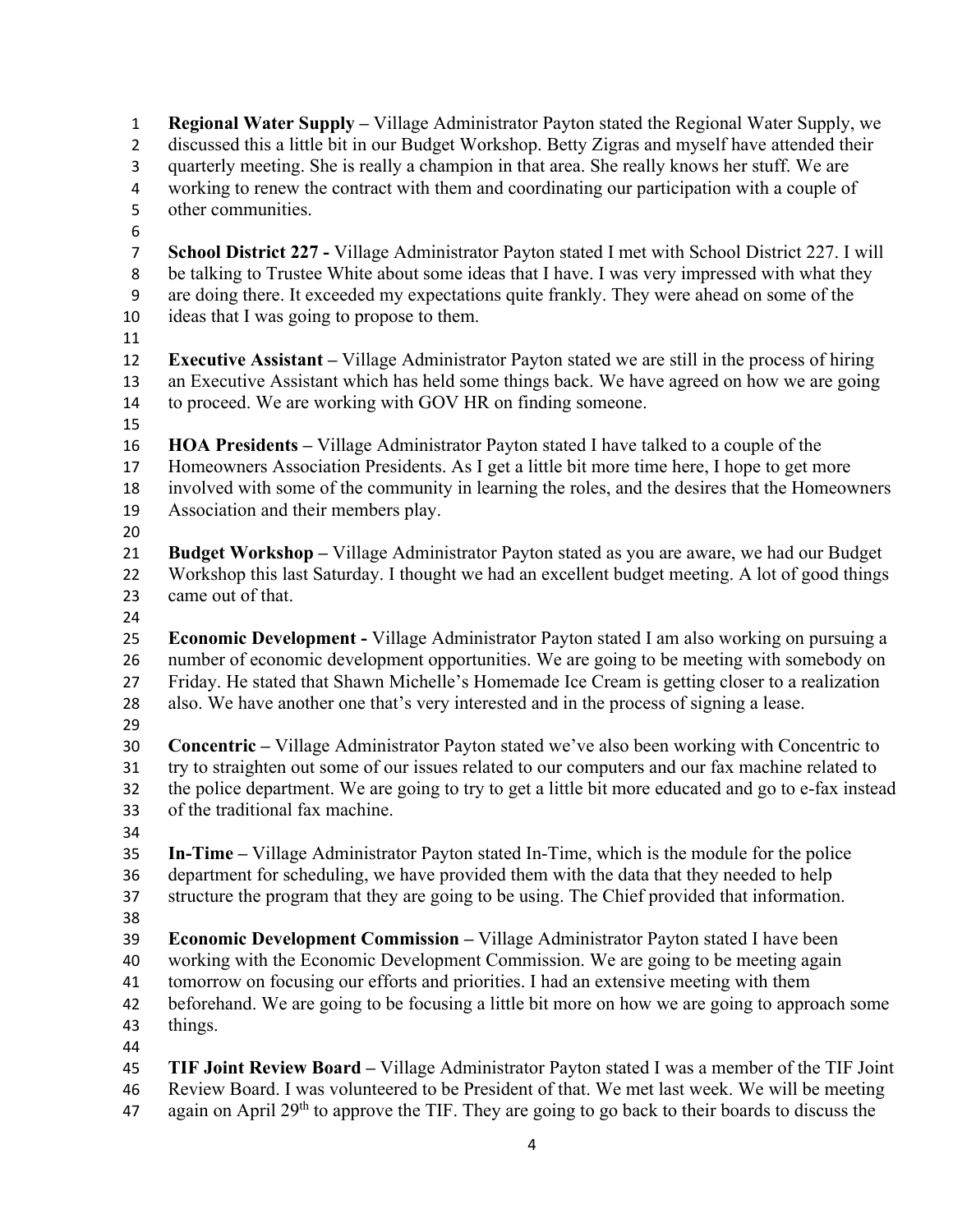**Regional Water Supply –** Village Administrator Payton stated the Regional Water Supply, we discussed this a little bit in our Budget Workshop. Betty Zigras and myself have attended their quarterly meeting. She is really a champion in that area. She really knows her stuff. We are working to renew the contract with them and coordinating our participation with a couple of other communities.

**School District 227 -** Village Administrator Payton stated I met with School District 227. I will be talking to Trustee White about some ideas that I have. I was very impressed with what they are doing there. It exceeded my expectations quite frankly. They were ahead on some of the ideas that I was going to propose to them.

**Executive Assistant –** Village Administrator Payton stated we are still in the process of hiring an Executive Assistant which has held some things back. We have agreed on how we are going to proceed. We are working with GOV HR on finding someone.

**HOA Presidents –** Village Administrator Payton stated I have talked to a couple of the Homeowners Association Presidents. As I get a little bit more time here, I hope to get more involved with some of the community in learning the roles, and the desires that the Homeowners Association and their members play.

**Budget Workshop –** Village Administrator Payton stated as you are aware, we had our Budget Workshop this last Saturday. I thought we had an excellent budget meeting. A lot of good things came out of that.

**Economic Development -** Village Administrator Payton stated I am also working on pursuing a number of economic development opportunities. We are going to be meeting with somebody on Friday. He stated that Shawn Michelle's Homemade Ice Cream is getting closer to a realization also. We have another one that's very interested and in the process of signing a lease.

**Concentric –** Village Administrator Payton stated we've also been working with Concentric to try to straighten out some of our issues related to our computers and our fax machine related to the police department. We are going to try to get a little bit more educated and go to e-fax instead of the traditional fax machine.

**In-Time –** Village Administrator Payton stated In-Time, which is the module for the police department for scheduling, we have provided them with the data that they needed to help structure the program that they are going to be using. The Chief provided that information.

**Economic Development Commission –** Village Administrator Payton stated I have been working with the Economic Development Commission. We are going to be meeting again tomorrow on focusing our efforts and priorities. I had an extensive meeting with them beforehand. We are going to be focusing a little bit more on how we are going to approach some things.

**TIF Joint Review Board –** Village Administrator Payton stated I was a member of the TIF Joint Review Board. I was volunteered to be President of that. We met last week. We will be meeting again on April 29th to approve the TIF. They are going to go back to their boards to discuss the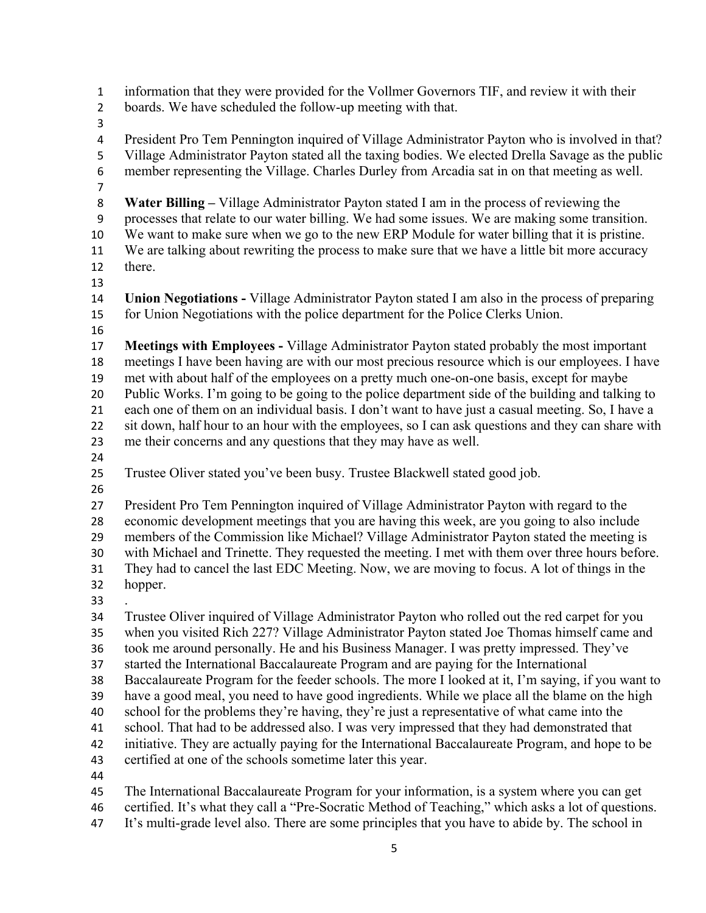information that they were provided for the Vollmer Governors TIF, and review it with their boards. We have scheduled the follow-up meeting with that.

President Pro Tem Pennington inquired of Village Administrator Payton who is involved in that? Village Administrator Payton stated all the taxing bodies. We elected Drella Savage as the public member representing the Village. Charles Durley from Arcadia sat in on that meeting as well.

**Water Billing –** Village Administrator Payton stated I am in the process of reviewing the processes that relate to our water billing. We had some issues. We are making some transition. We want to make sure when we go to the new ERP Module for water billing that it is pristine. We are talking about rewriting the process to make sure that we have a little bit more accuracy there.

**Union Negotiations -** Village Administrator Payton stated I am also in the process of preparing for Union Negotiations with the police department for the Police Clerks Union.

**Meetings with Employees -** Village Administrator Payton stated probably the most important meetings I have been having are with our most precious resource which is our employees. I have met with about half of the employees on a pretty much one-on-one basis, except for maybe Public Works. I'm going to be going to the police department side of the building and talking to each one of them on an individual basis. I don't want to have just a casual meeting. So, I have a sit down, half hour to an hour with the employees, so I can ask questions and they can share with me their concerns and any questions that they may have as well.

Trustee Oliver stated you've been busy. Trustee Blackwell stated good job.

President Pro Tem Pennington inquired of Village Administrator Payton with regard to the economic development meetings that you are having this week, are you going to also include members of the Commission like Michael? Village Administrator Payton stated the meeting is with Michael and Trinette. They requested the meeting. I met with them over three hours before. They had to cancel the last EDC Meeting. Now, we are moving to focus. A lot of things in the hopper.

.

Trustee Oliver inquired of Village Administrator Payton who rolled out the red carpet for you when you visited Rich 227? Village Administrator Payton stated Joe Thomas himself came and took me around personally. He and his Business Manager. I was pretty impressed. They've started the International Baccalaureate Program and are paying for the International Baccalaureate Program for the feeder schools. The more I looked at it, I'm saying, if you want to have a good meal, you need to have good ingredients. While we place all the blame on the high school for the problems they're having, they're just a representative of what came into the school. That had to be addressed also. I was very impressed that they had demonstrated that initiative. They are actually paying for the International Baccalaureate Program, and hope to be certified at one of the schools sometime later this year.

The International Baccalaureate Program for your information, is a system where you can get certified. It's what they call a "Pre-Socratic Method of Teaching," which asks a lot of questions. It's multi-grade level also. There are some principles that you have to abide by. The school in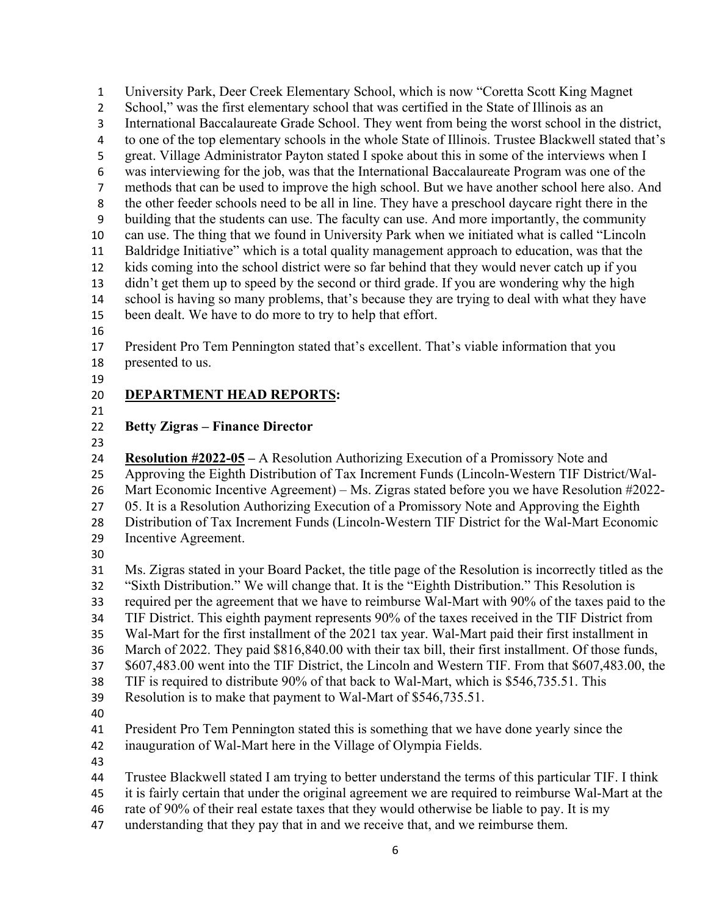University Park, Deer Creek Elementary School, which is now "Coretta Scott King Magnet School," was the first elementary school that was certified in the State of Illinois as an International Baccalaureate Grade School. They went from being the worst school in the district, to one of the top elementary schools in the whole State of Illinois. Trustee Blackwell stated that's great. Village Administrator Payton stated I spoke about this in some of the interviews when I was interviewing for the job, was that the International Baccalaureate Program was one of the methods that can be used to improve the high school. But we have another school here also. And the other feeder schools need to be all in line. They have a preschool daycare right there in the building that the students can use. The faculty can use. And more importantly, the community can use. The thing that we found in University Park when we initiated what is called "Lincoln Baldridge Initiative" which is a total quality management approach to education, was that the kids coming into the school district were so far behind that they would never catch up if you didn't get them up to speed by the second or third grade. If you are wondering why the high school is having so many problems, that's because they are trying to deal with what they have been dealt. We have to do more to try to help that effort.

President Pro Tem Pennington stated that's excellent. That's viable information that you presented to us.

## DEPARTMENT HEAD REPORTS:

### Betty Zigras – Finance Director

**Resolution #2022-05** – A Resolution Authorizing Execution of a Promissory Note and Approving the Eighth Distribution of Tax Increment Funds (Lincoln-Western TIF District/Wal-Mart Economic Incentive Agreement) – Ms. Zigras stated before you we have Resolution #2022-05. It is a Resolution Authorizing Execution of a Promissory Note and Approving the Eighth Distribution of Tax Increment Funds (Lincoln-Western TIF District for the Wal-Mart Economic Incentive Agreement.

Ms. Zigras stated in your Board Packet, the title page of the Resolution is incorrectly titled as the "Sixth Distribution." We will change that. It is the "Eighth Distribution." This Resolution is required per the agreement that we have to reimburse Wal-Mart with 90% of the taxes paid to the TIF District. This eighth payment represents 90% of the taxes received in the TIF District from Wal-Mart for the first installment of the 2021 tax year. Wal-Mart paid their first installment in March of 2022. They paid $816,840.00 with their tax bill, their first installment. Of those funds, $607,483.00 went into the TIF District, the Lincoln and Western TIF. From that $607,483.00, the TIF is required to distribute 90% of that back to Wal-Mart, which is $546,735.51. This Resolution is to make that payment to Wal-Mart of $546,735.51.

President Pro Tem Pennington stated this is something that we have done yearly since the inauguration of Wal-Mart here in the Village of Olympia Fields.

Trustee Blackwell stated I am trying to better understand the terms of this particular TIF. I think it is fairly certain that under the original agreement we are required to reimburse Wal-Mart at the rate of 90% of their real estate taxes that they would otherwise be liable to pay. It is my understanding that they pay that in and we receive that, and we reimburse them.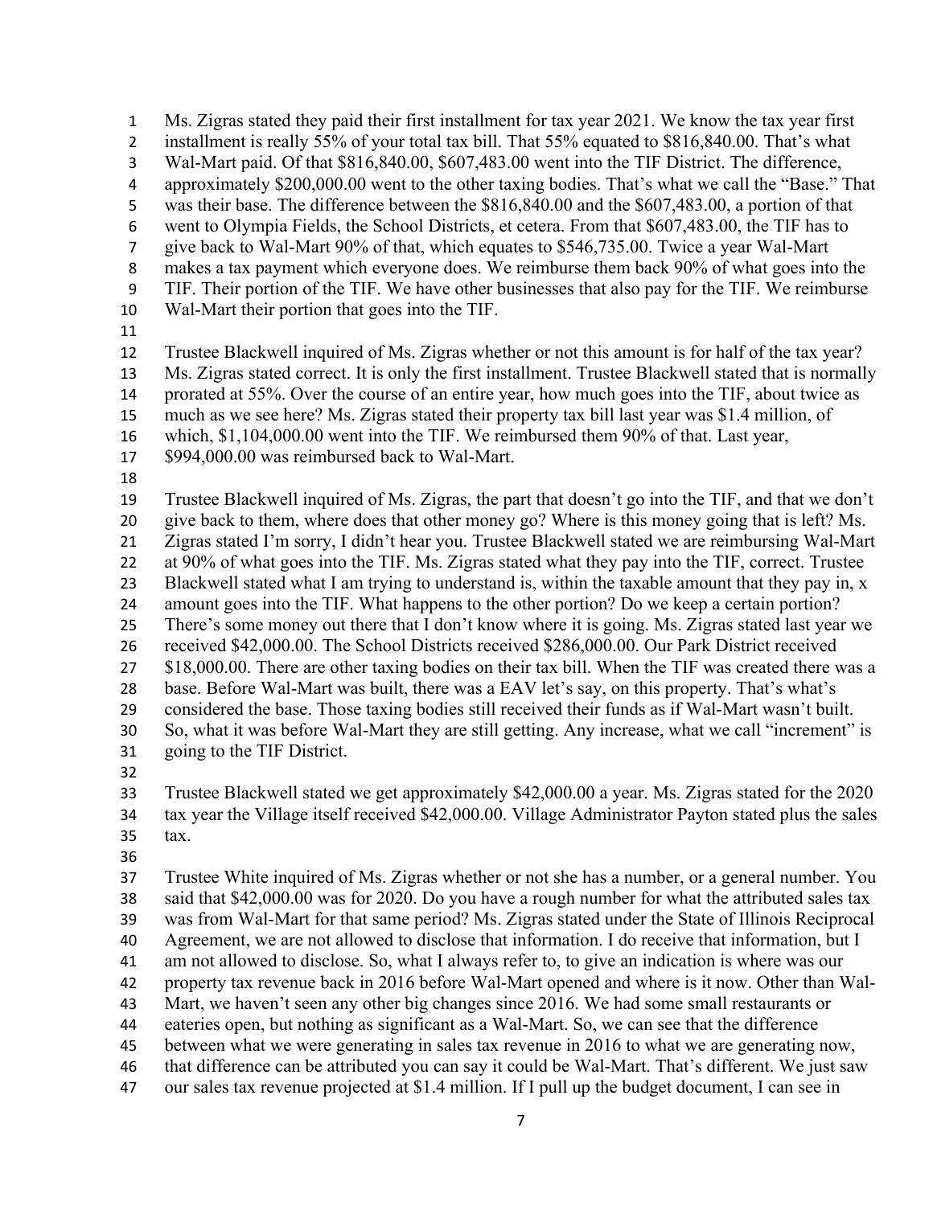Ms. Zigras stated they paid their first installment for tax year 2021. We know the tax year first installment is really 55% of your total tax bill. That 55% equated to $816,840.00. That's what Wal-Mart paid. Of that $816,840.00, $607,483.00 went into the TIF District. The difference, approximately $200,000.00 went to the other taxing bodies. That's what we call the "Base." That was their base. The difference between the $816,840.00 and the $607,483.00, a portion of that went to Olympia Fields, the School Districts, et cetera. From that $607,483.00, the TIF has to give back to Wal-Mart 90% of that, which equates to $546,735.00. Twice a year Wal-Mart makes a tax payment which everyone does. We reimburse them back 90% of what goes into the TIF. Their portion of the TIF. We have other businesses that also pay for the TIF. We reimburse Wal-Mart their portion that goes into the TIF.

Trustee Blackwell inquired of Ms. Zigras whether or not this amount is for half of the tax year? Ms. Zigras stated correct. It is only the first installment. Trustee Blackwell stated that is normally prorated at 55%. Over the course of an entire year, how much goes into the TIF, about twice as much as we see here? Ms. Zigras stated their property tax bill last year was $1.4 million, of which, $1,104,000.00 went into the TIF. We reimbursed them 90% of that. Last year, $994,000.00 was reimbursed back to Wal-Mart.

Trustee Blackwell inquired of Ms. Zigras, the part that doesn't go into the TIF, and that we don't give back to them, where does that other money go? Where is this money going that is left? Ms. Zigras stated I'm sorry, I didn't hear you. Trustee Blackwell stated we are reimbursing Wal-Mart at 90% of what goes into the TIF. Ms. Zigras stated what they pay into the TIF, correct. Trustee Blackwell stated what I am trying to understand is, within the taxable amount that they pay in, x amount goes into the TIF. What happens to the other portion? Do we keep a certain portion? There's some money out there that I don't know where it is going. Ms. Zigras stated last year we received $42,000.00. The School Districts received $286,000.00. Our Park District received $18,000.00. There are other taxing bodies on their tax bill. When the TIF was created there was a base. Before Wal-Mart was built, there was a EAV let's say, on this property. That's what's considered the base. Those taxing bodies still received their funds as if Wal-Mart wasn't built. So, what it was before Wal-Mart they are still getting. Any increase, what we call "increment" is going to the TIF District.

Trustee Blackwell stated we get approximately $42,000.00 a year. Ms. Zigras stated for the 2020 tax year the Village itself received $42,000.00. Village Administrator Payton stated plus the sales tax.

Trustee White inquired of Ms. Zigras whether or not she has a number, or a general number. You said that $42,000.00 was for 2020. Do you have a rough number for what the attributed sales tax was from Wal-Mart for that same period? Ms. Zigras stated under the State of Illinois Reciprocal Agreement, we are not allowed to disclose that information. I do receive that information, but I am not allowed to disclose. So, what I always refer to, to give an indication is where was our property tax revenue back in 2016 before Wal-Mart opened and where is it now. Other than Wal-Mart, we haven't seen any other big changes since 2016. We had some small restaurants or eateries open, but nothing as significant as a Wal-Mart. So, we can see that the difference between what we were generating in sales tax revenue in 2016 to what we are generating now, that difference can be attributed you can say it could be Wal-Mart. That's different. We just saw our sales tax revenue projected at $1.4 million. If I pull up the budget document, I can see in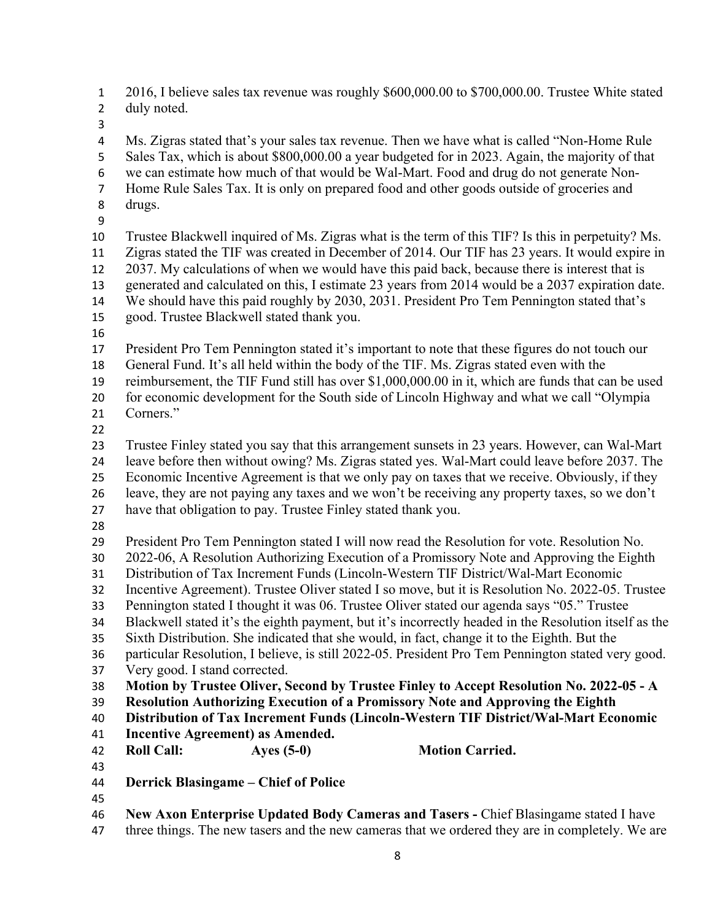2016, I believe sales tax revenue was roughly $600,000.00 to $700,000.00. Trustee White stated duly noted.

Ms. Zigras stated that's your sales tax revenue. Then we have what is called "Non-Home Rule Sales Tax, which is about $800,000.00 a year budgeted for in 2023. Again, the majority of that we can estimate how much of that would be Wal-Mart. Food and drug do not generate Non-Home Rule Sales Tax. It is only on prepared food and other goods outside of groceries and drugs.

Trustee Blackwell inquired of Ms. Zigras what is the term of this TIF? Is this in perpetuity? Ms. Zigras stated the TIF was created in December of 2014. Our TIF has 23 years. It would expire in 2037. My calculations of when we would have this paid back, because there is interest that is generated and calculated on this, I estimate 23 years from 2014 would be a 2037 expiration date. We should have this paid roughly by 2030, 2031. President Pro Tem Pennington stated that's good. Trustee Blackwell stated thank you.

President Pro Tem Pennington stated it's important to note that these figures do not touch our General Fund. It's all held within the body of the TIF. Ms. Zigras stated even with the reimbursement, the TIF Fund still has over $1,000,000.00 in it, which are funds that can be used for economic development for the South side of Lincoln Highway and what we call "Olympia Corners."

Trustee Finley stated you say that this arrangement sunsets in 23 years. However, can Wal-Mart leave before then without owing? Ms. Zigras stated yes. Wal-Mart could leave before 2037. The Economic Incentive Agreement is that we only pay on taxes that we receive. Obviously, if they leave, they are not paying any taxes and we won't be receiving any property taxes, so we don't have that obligation to pay. Trustee Finley stated thank you.

President Pro Tem Pennington stated I will now read the Resolution for vote. Resolution No. 2022-06, A Resolution Authorizing Execution of a Promissory Note and Approving the Eighth Distribution of Tax Increment Funds (Lincoln-Western TIF District/Wal-Mart Economic Incentive Agreement). Trustee Oliver stated I so move, but it is Resolution No. 2022-05. Trustee Pennington stated I thought it was 06. Trustee Oliver stated our agenda says "05." Trustee Blackwell stated it's the eighth payment, but it's incorrectly headed in the Resolution itself as the Sixth Distribution. She indicated that she would, in fact, change it to the Eighth. But the particular Resolution, I believe, is still 2022-05. President Pro Tem Pennington stated very good. Very good. I stand corrected.

**Motion by Trustee Oliver, Second by Trustee Finley to Accept Resolution No. 2022-05 - A Resolution Authorizing Execution of a Promissory Note and Approving the Eighth Distribution of Tax Increment Funds (Lincoln-Western TIF District/Wal-Mart Economic Incentive Agreement) as Amended.**

**Roll Call: Ayes (5-0) Motion Carried.**

**Derrick Blasingame – Chief of Police**

**New Axon Enterprise Updated Body Cameras and Tasers -** Chief Blasingame stated I have three things. The new tasers and the new cameras that we ordered they are in completely. We are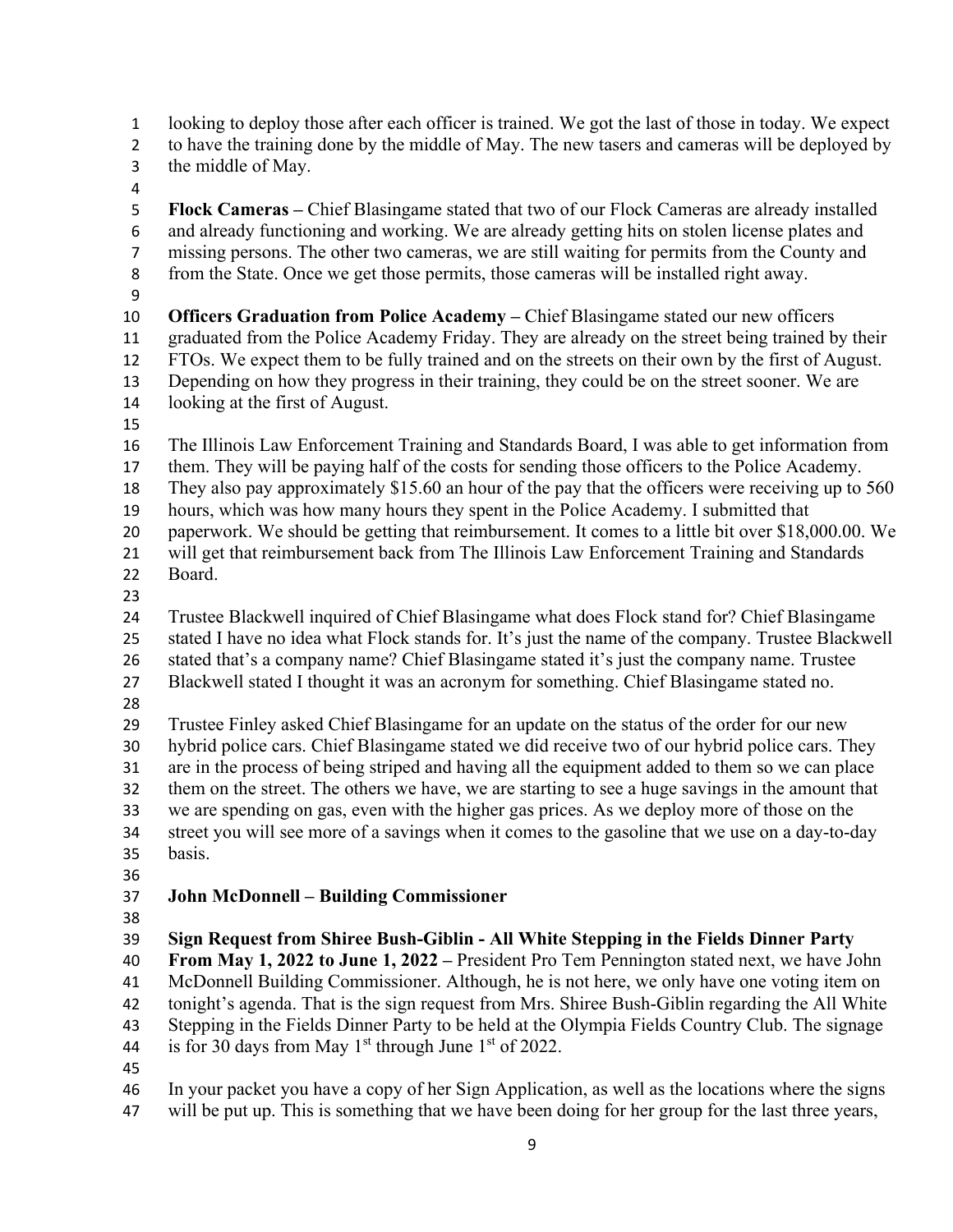looking to deploy those after each officer is trained. We got the last of those in today. We expect to have the training done by the middle of May. The new tasers and cameras will be deployed by the middle of May.

**Flock Cameras –** Chief Blasingame stated that two of our Flock Cameras are already installed and already functioning and working. We are already getting hits on stolen license plates and missing persons. The other two cameras, we are still waiting for permits from the County and from the State. Once we get those permits, those cameras will be installed right away.

**Officers Graduation from Police Academy –** Chief Blasingame stated our new officers graduated from the Police Academy Friday. They are already on the street being trained by their FTOs. We expect them to be fully trained and on the streets on their own by the first of August. Depending on how they progress in their training, they could be on the street sooner. We are looking at the first of August.

The Illinois Law Enforcement Training and Standards Board, I was able to get information from them. They will be paying half of the costs for sending those officers to the Police Academy. They also pay approximately $15.60 an hour of the pay that the officers were receiving up to 560 hours, which was how many hours they spent in the Police Academy. I submitted that paperwork. We should be getting that reimbursement. It comes to a little bit over $18,000.00. We will get that reimbursement back from The Illinois Law Enforcement Training and Standards Board.

Trustee Blackwell inquired of Chief Blasingame what does Flock stand for? Chief Blasingame stated I have no idea what Flock stands for. It's just the name of the company. Trustee Blackwell stated that's a company name? Chief Blasingame stated it's just the company name. Trustee Blackwell stated I thought it was an acronym for something. Chief Blasingame stated no.

Trustee Finley asked Chief Blasingame for an update on the status of the order for our new hybrid police cars. Chief Blasingame stated we did receive two of our hybrid police cars. They are in the process of being striped and having all the equipment added to them so we can place them on the street. The others we have, we are starting to see a huge savings in the amount that we are spending on gas, even with the higher gas prices. As we deploy more of those on the street you will see more of a savings when it comes to the gasoline that we use on a day-to-day basis.

**John McDonnell – Building Commissioner**

**Sign Request from Shiree Bush-Giblin - All White Stepping in the Fields Dinner Party From May 1, 2022 to June 1, 2022 –** President Pro Tem Pennington stated next, we have John McDonnell Building Commissioner. Although, he is not here, we only have one voting item on tonight's agenda. That is the sign request from Mrs. Shiree Bush-Giblin regarding the All White Stepping in the Fields Dinner Party to be held at the Olympia Fields Country Club. The signage is for 30 days from May 1st through June 1st of 2022.

In your packet you have a copy of her Sign Application, as well as the locations where the signs will be put up. This is something that we have been doing for her group for the last three years,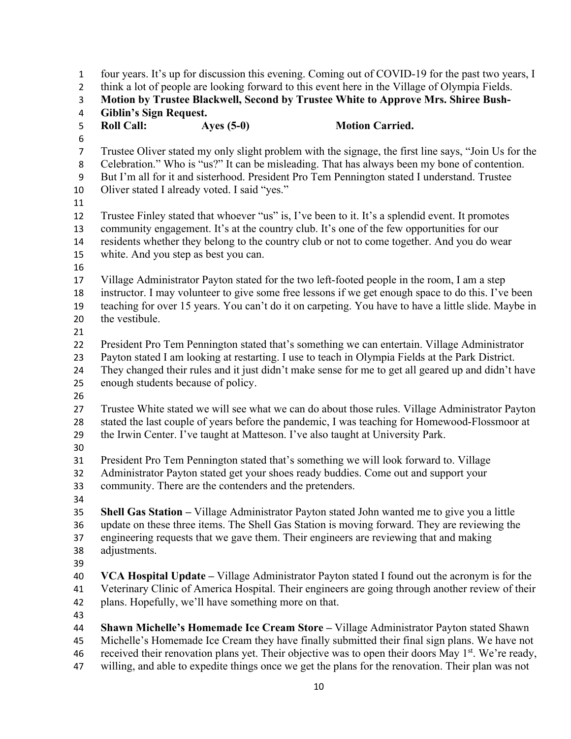four years. It's up for discussion this evening. Coming out of COVID-19 for the past two years, I think a lot of people are looking forward to this event here in the Village of Olympia Fields.

**Motion by Trustee Blackwell, Second by Trustee White to Approve Mrs. Shiree Bush-Giblin's Sign Request.**

**Roll Call: Ayes (5-0) Motion Carried.**

Trustee Oliver stated my only slight problem with the signage, the first line says, "Join Us for the Celebration." Who is "us?" It can be misleading. That has always been my bone of contention. But I'm all for it and sisterhood. President Pro Tem Pennington stated I understand. Trustee Oliver stated I already voted. I said "yes."

Trustee Finley stated that whoever "us" is, I've been to it. It's a splendid event. It promotes community engagement. It's at the country club. It's one of the few opportunities for our residents whether they belong to the country club or not to come together. And you do wear white. And you step as best you can.

Village Administrator Payton stated for the two left-footed people in the room, I am a step instructor. I may volunteer to give some free lessons if we get enough space to do this. I've been teaching for over 15 years. You can't do it on carpeting. You have to have a little slide. Maybe in the vestibule.

President Pro Tem Pennington stated that's something we can entertain. Village Administrator Payton stated I am looking at restarting. I use to teach in Olympia Fields at the Park District. They changed their rules and it just didn't make sense for me to get all geared up and didn't have enough students because of policy.

Trustee White stated we will see what we can do about those rules. Village Administrator Payton stated the last couple of years before the pandemic, I was teaching for Homewood-Flossmoor at the Irwin Center. I've taught at Matteson. I've also taught at University Park.

President Pro Tem Pennington stated that's something we will look forward to. Village Administrator Payton stated get your shoes ready buddies. Come out and support your community. There are the contenders and the pretenders.

**Shell Gas Station –** Village Administrator Payton stated John wanted me to give you a little update on these three items. The Shell Gas Station is moving forward. They are reviewing the engineering requests that we gave them. Their engineers are reviewing that and making adjustments.

**VCA Hospital Update –** Village Administrator Payton stated I found out the acronym is for the Veterinary Clinic of America Hospital. Their engineers are going through another review of their plans. Hopefully, we'll have something more on that.

**Shawn Michelle's Homemade Ice Cream Store –** Village Administrator Payton stated Shawn Michelle's Homemade Ice Cream they have finally submitted their final sign plans. We have not received their renovation plans yet. Their objective was to open their doors May 1st. We're ready, willing, and able to expedite things once we get the plans for the renovation. Their plan was not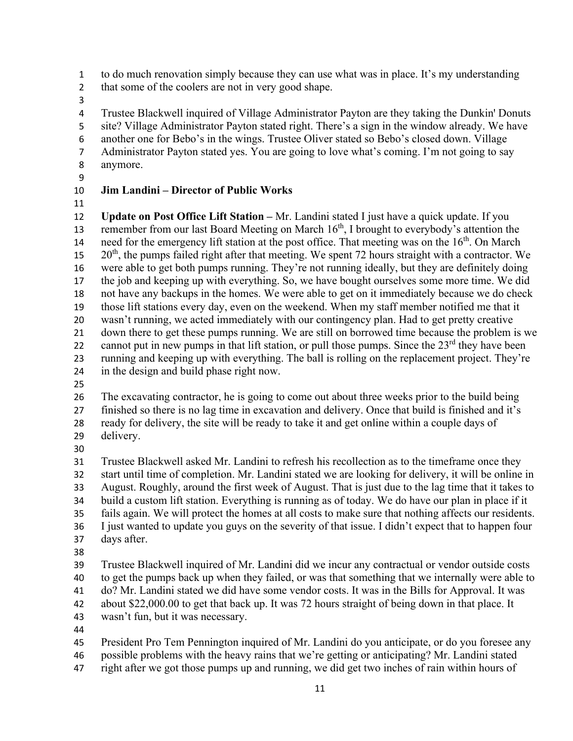to do much renovation simply because they can use what was in place. It's my understanding that some of the coolers are not in very good shape.

Trustee Blackwell inquired of Village Administrator Payton are they taking the Dunkin' Donuts site? Village Administrator Payton stated right. There's a sign in the window already. We have another one for Bebo's in the wings. Trustee Oliver stated so Bebo's closed down. Village Administrator Payton stated yes. You are going to love what's coming. I'm not going to say anymore.

**Jim Landini – Director of Public Works**

**Update on Post Office Lift Station –** Mr. Landini stated I just have a quick update. If you remember from our last Board Meeting on March 16th, I brought to everybody's attention the need for the emergency lift station at the post office. That meeting was on the 16th. On March 20th, the pumps failed right after that meeting. We spent 72 hours straight with a contractor. We were able to get both pumps running. They're not running ideally, but they are definitely doing the job and keeping up with everything. So, we have bought ourselves some more time. We did not have any backups in the homes. We were able to get on it immediately because we do check those lift stations every day, even on the weekend. When my staff member notified me that it wasn't running, we acted immediately with our contingency plan. Had to get pretty creative down there to get these pumps running. We are still on borrowed time because the problem is we cannot put in new pumps in that lift station, or pull those pumps. Since the 23rd they have been running and keeping up with everything. The ball is rolling on the replacement project. They're in the design and build phase right now.

The excavating contractor, he is going to come out about three weeks prior to the build being finished so there is no lag time in excavation and delivery. Once that build is finished and it's ready for delivery, the site will be ready to take it and get online within a couple days of delivery.

Trustee Blackwell asked Mr. Landini to refresh his recollection as to the timeframe once they start until time of completion. Mr. Landini stated we are looking for delivery, it will be online in August. Roughly, around the first week of August. That is just due to the lag time that it takes to build a custom lift station. Everything is running as of today. We do have our plan in place if it fails again. We will protect the homes at all costs to make sure that nothing affects our residents. I just wanted to update you guys on the severity of that issue. I didn't expect that to happen four days after.

Trustee Blackwell inquired of Mr. Landini did we incur any contractual or vendor outside costs to get the pumps back up when they failed, or was that something that we internally were able to do? Mr. Landini stated we did have some vendor costs. It was in the Bills for Approval. It was about $22,000.00 to get that back up. It was 72 hours straight of being down in that place. It wasn't fun, but it was necessary.

President Pro Tem Pennington inquired of Mr. Landini do you anticipate, or do you foresee any possible problems with the heavy rains that we're getting or anticipating? Mr. Landini stated right after we got those pumps up and running, we did get two inches of rain within hours of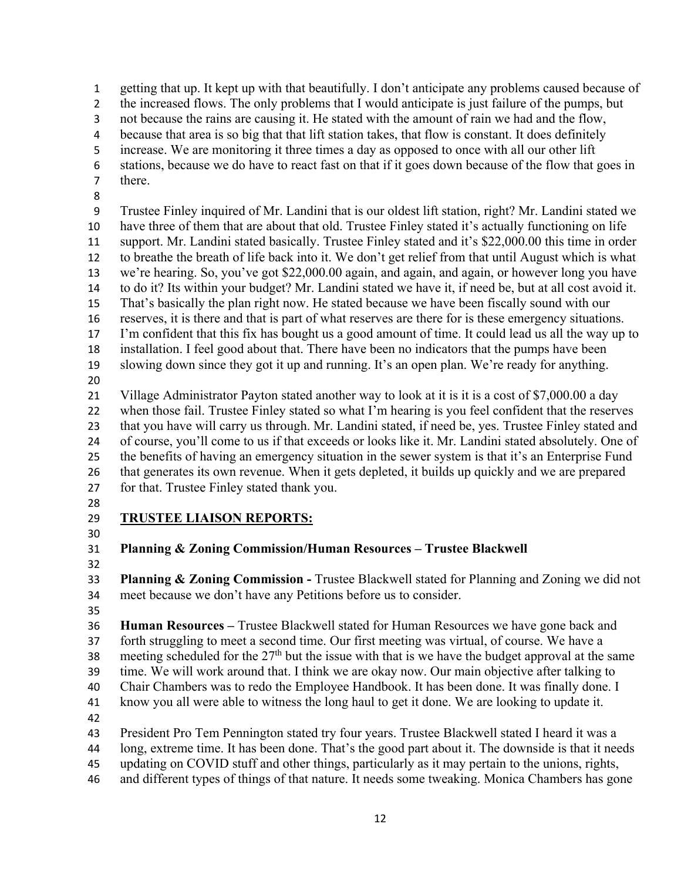getting that up. It kept up with that beautifully. I don't anticipate any problems caused because of the increased flows. The only problems that I would anticipate is just failure of the pumps, but not because the rains are causing it. He stated with the amount of rain we had and the flow, because that area is so big that that lift station takes, that flow is constant. It does definitely increase. We are monitoring it three times a day as opposed to once with all our other lift stations, because we do have to react fast on that if it goes down because of the flow that goes in there.

Trustee Finley inquired of Mr. Landini that is our oldest lift station, right? Mr. Landini stated we have three of them that are about that old. Trustee Finley stated it's actually functioning on life support. Mr. Landini stated basically. Trustee Finley stated and it's $22,000.00 this time in order to breathe the breath of life back into it. We don't get relief from that until August which is what we're hearing. So, you've got $22,000.00 again, and again, and again, or however long you have to do it? Its within your budget? Mr. Landini stated we have it, if need be, but at all cost avoid it. That's basically the plan right now. He stated because we have been fiscally sound with our reserves, it is there and that is part of what reserves are there for is these emergency situations. I'm confident that this fix has bought us a good amount of time. It could lead us all the way up to installation. I feel good about that. There have been no indicators that the pumps have been slowing down since they got it up and running. It's an open plan. We're ready for anything.

Village Administrator Payton stated another way to look at it is it is a cost of $7,000.00 a day when those fail. Trustee Finley stated so what I'm hearing is you feel confident that the reserves that you have will carry us through. Mr. Landini stated, if need be, yes. Trustee Finley stated and of course, you'll come to us if that exceeds or looks like it. Mr. Landini stated absolutely. One of the benefits of having an emergency situation in the sewer system is that it's an Enterprise Fund that generates its own revenue. When it gets depleted, it builds up quickly and we are prepared for that. Trustee Finley stated thank you.

## TRUSTEE LIAISON REPORTS:

### Planning & Zoning Commission/Human Resources – Trustee Blackwell

**Planning & Zoning Commission -** Trustee Blackwell stated for Planning and Zoning we did not meet because we don't have any Petitions before us to consider.

**Human Resources –** Trustee Blackwell stated for Human Resources we have gone back and forth struggling to meet a second time. Our first meeting was virtual, of course. We have a meeting scheduled for the 27th but the issue with that is we have the budget approval at the same time. We will work around that. I think we are okay now. Our main objective after talking to Chair Chambers was to redo the Employee Handbook. It has been done. It was finally done. I know you all were able to witness the long haul to get it done. We are looking to update it.

President Pro Tem Pennington stated try four years. Trustee Blackwell stated I heard it was a long, extreme time. It has been done. That's the good part about it. The downside is that it needs updating on COVID stuff and other things, particularly as it may pertain to the unions, rights, and different types of things of that nature. It needs some tweaking. Monica Chambers has gone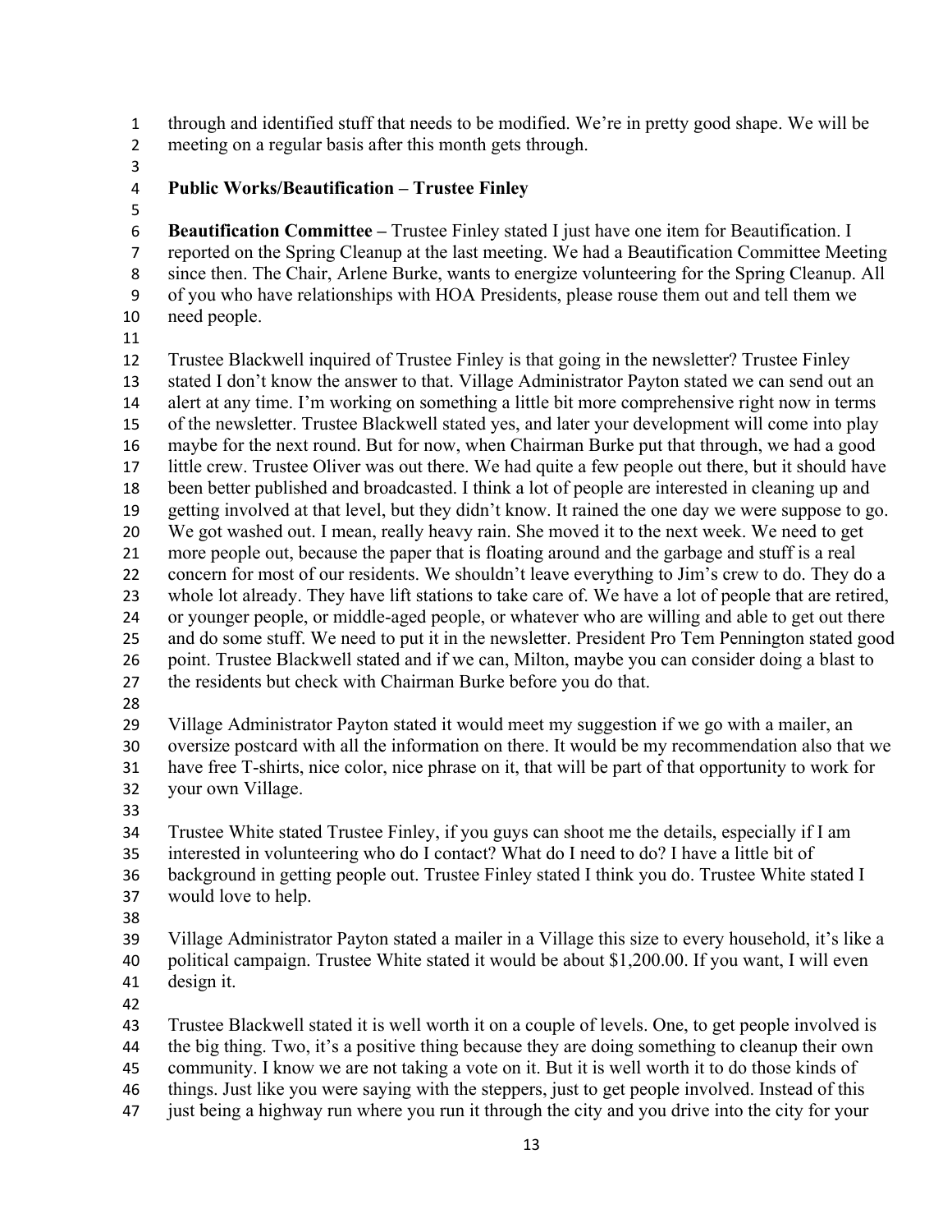through and identified stuff that needs to be modified. We're in pretty good shape. We will be meeting on a regular basis after this month gets through.

**Public Works/Beautification – Trustee Finley**

**Beautification Committee –** Trustee Finley stated I just have one item for Beautification. I reported on the Spring Cleanup at the last meeting. We had a Beautification Committee Meeting since then. The Chair, Arlene Burke, wants to energize volunteering for the Spring Cleanup. All of you who have relationships with HOA Presidents, please rouse them out and tell them we need people.

Trustee Blackwell inquired of Trustee Finley is that going in the newsletter? Trustee Finley stated I don't know the answer to that. Village Administrator Payton stated we can send out an alert at any time. I'm working on something a little bit more comprehensive right now in terms of the newsletter. Trustee Blackwell stated yes, and later your development will come into play maybe for the next round. But for now, when Chairman Burke put that through, we had a good little crew. Trustee Oliver was out there. We had quite a few people out there, but it should have been better published and broadcasted. I think a lot of people are interested in cleaning up and getting involved at that level, but they didn't know. It rained the one day we were suppose to go. We got washed out. I mean, really heavy rain. She moved it to the next week. We need to get more people out, because the paper that is floating around and the garbage and stuff is a real concern for most of our residents. We shouldn't leave everything to Jim's crew to do. They do a whole lot already. They have lift stations to take care of. We have a lot of people that are retired, or younger people, or middle-aged people, or whatever who are willing and able to get out there and do some stuff. We need to put it in the newsletter. President Pro Tem Pennington stated good point. Trustee Blackwell stated and if we can, Milton, maybe you can consider doing a blast to the residents but check with Chairman Burke before you do that.

Village Administrator Payton stated it would meet my suggestion if we go with a mailer, an oversize postcard with all the information on there. It would be my recommendation also that we have free T-shirts, nice color, nice phrase on it, that will be part of that opportunity to work for your own Village.

Trustee White stated Trustee Finley, if you guys can shoot me the details, especially if I am interested in volunteering who do I contact? What do I need to do? I have a little bit of background in getting people out. Trustee Finley stated I think you do. Trustee White stated I would love to help.

Village Administrator Payton stated a mailer in a Village this size to every household, it's like a political campaign. Trustee White stated it would be about $1,200.00. If you want, I will even design it.

Trustee Blackwell stated it is well worth it on a couple of levels. One, to get people involved is the big thing. Two, it's a positive thing because they are doing something to cleanup their own community. I know we are not taking a vote on it. But it is well worth it to do those kinds of things. Just like you were saying with the steppers, just to get people involved. Instead of this just being a highway run where you run it through the city and you drive into the city for your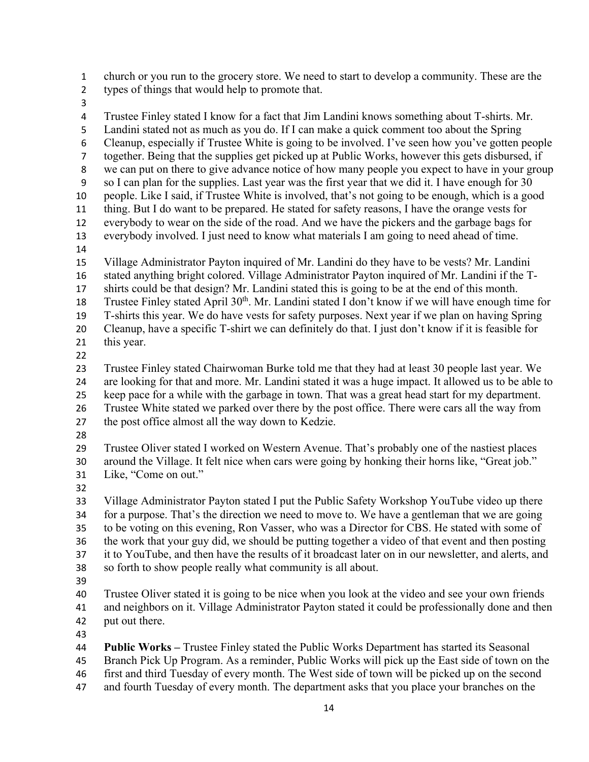church or you run to the grocery store. We need to start to develop a community. These are the types of things that would help to promote that.

Trustee Finley stated I know for a fact that Jim Landini knows something about T-shirts. Mr. Landini stated not as much as you do. If I can make a quick comment too about the Spring Cleanup, especially if Trustee White is going to be involved. I've seen how you've gotten people together. Being that the supplies get picked up at Public Works, however this gets disbursed, if we can put on there to give advance notice of how many people you expect to have in your group so I can plan for the supplies. Last year was the first year that we did it. I have enough for 30 people. Like I said, if Trustee White is involved, that's not going to be enough, which is a good thing. But I do want to be prepared. He stated for safety reasons, I have the orange vests for everybody to wear on the side of the road. And we have the pickers and the garbage bags for everybody involved. I just need to know what materials I am going to need ahead of time.

Village Administrator Payton inquired of Mr. Landini do they have to be vests? Mr. Landini stated anything bright colored. Village Administrator Payton inquired of Mr. Landini if the T-shirts could be that design? Mr. Landini stated this is going to be at the end of this month. Trustee Finley stated April 30th. Mr. Landini stated I don't know if we will have enough time for T-shirts this year. We do have vests for safety purposes. Next year if we plan on having Spring Cleanup, have a specific T-shirt we can definitely do that. I just don't know if it is feasible for this year.

Trustee Finley stated Chairwoman Burke told me that they had at least 30 people last year. We are looking for that and more. Mr. Landini stated it was a huge impact. It allowed us to be able to keep pace for a while with the garbage in town. That was a great head start for my department. Trustee White stated we parked over there by the post office. There were cars all the way from the post office almost all the way down to Kedzie.

Trustee Oliver stated I worked on Western Avenue. That's probably one of the nastiest places around the Village. It felt nice when cars were going by honking their horns like, "Great job." Like, "Come on out."

Village Administrator Payton stated I put the Public Safety Workshop YouTube video up there for a purpose. That's the direction we need to move to. We have a gentleman that we are going to be voting on this evening, Ron Vasser, who was a Director for CBS. He stated with some of the work that your guy did, we should be putting together a video of that event and then posting it to YouTube, and then have the results of it broadcast later on in our newsletter, and alerts, and so forth to show people really what community is all about.

Trustee Oliver stated it is going to be nice when you look at the video and see your own friends and neighbors on it. Village Administrator Payton stated it could be professionally done and then put out there.

**Public Works –** Trustee Finley stated the Public Works Department has started its Seasonal Branch Pick Up Program. As a reminder, Public Works will pick up the East side of town on the first and third Tuesday of every month. The West side of town will be picked up on the second and fourth Tuesday of every month. The department asks that you place your branches on the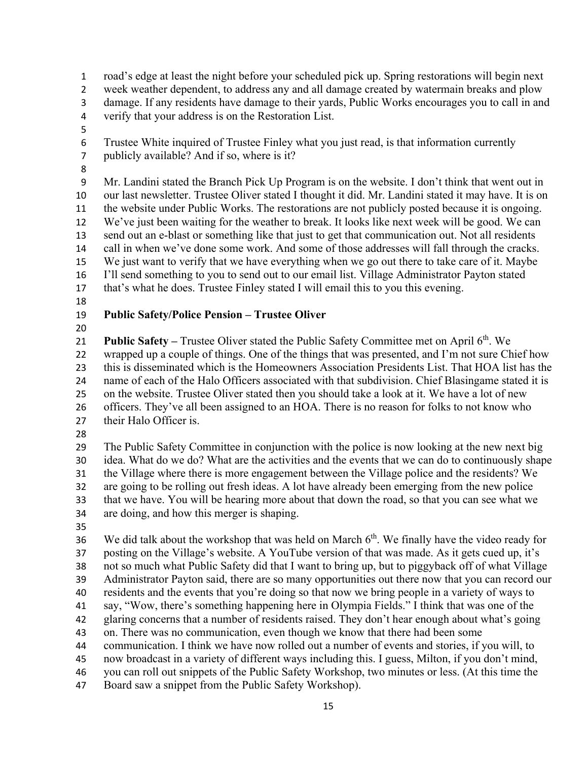road's edge at least the night before your scheduled pick up. Spring restorations will begin next week weather dependent, to address any and all damage created by watermain breaks and plow damage. If any residents have damage to their yards, Public Works encourages you to call in and verify that your address is on the Restoration List.

Trustee White inquired of Trustee Finley what you just read, is that information currently publicly available? And if so, where is it?

Mr. Landini stated the Branch Pick Up Program is on the website. I don't think that went out in our last newsletter. Trustee Oliver stated I thought it did. Mr. Landini stated it may have. It is on the website under Public Works. The restorations are not publicly posted because it is ongoing. We've just been waiting for the weather to break. It looks like next week will be good. We can send out an e-blast or something like that just to get that communication out. Not all residents call in when we've done some work. And some of those addresses will fall through the cracks. We just want to verify that we have everything when we go out there to take care of it. Maybe I'll send something to you to send out to our email list. Village Administrator Payton stated that's what he does. Trustee Finley stated I will email this to you this evening.

**Public Safety/Police Pension – Trustee Oliver**

**Public Safety –** Trustee Oliver stated the Public Safety Committee met on April 6th. We wrapped up a couple of things. One of the things that was presented, and I'm not sure Chief how this is disseminated which is the Homeowners Association Presidents List. That HOA list has the name of each of the Halo Officers associated with that subdivision. Chief Blasingame stated it is on the website. Trustee Oliver stated then you should take a look at it. We have a lot of new officers. They've all been assigned to an HOA. There is no reason for folks to not know who their Halo Officer is.

The Public Safety Committee in conjunction with the police is now looking at the new next big idea. What do we do? What are the activities and the events that we can do to continuously shape the Village where there is more engagement between the Village police and the residents? We are going to be rolling out fresh ideas. A lot have already been emerging from the new police that we have. You will be hearing more about that down the road, so that you can see what we are doing, and how this merger is shaping.

We did talk about the workshop that was held on March 6th. We finally have the video ready for posting on the Village's website. A YouTube version of that was made. As it gets cued up, it's not so much what Public Safety did that I want to bring up, but to piggyback off of what Village Administrator Payton said, there are so many opportunities out there now that you can record our residents and the events that you're doing so that now we bring people in a variety of ways to say, "Wow, there's something happening here in Olympia Fields." I think that was one of the glaring concerns that a number of residents raised. They don't hear enough about what's going on. There was no communication, even though we know that there had been some communication. I think we have now rolled out a number of events and stories, if you will, to now broadcast in a variety of different ways including this. I guess, Milton, if you don't mind, you can roll out snippets of the Public Safety Workshop, two minutes or less. (At this time the Board saw a snippet from the Public Safety Workshop).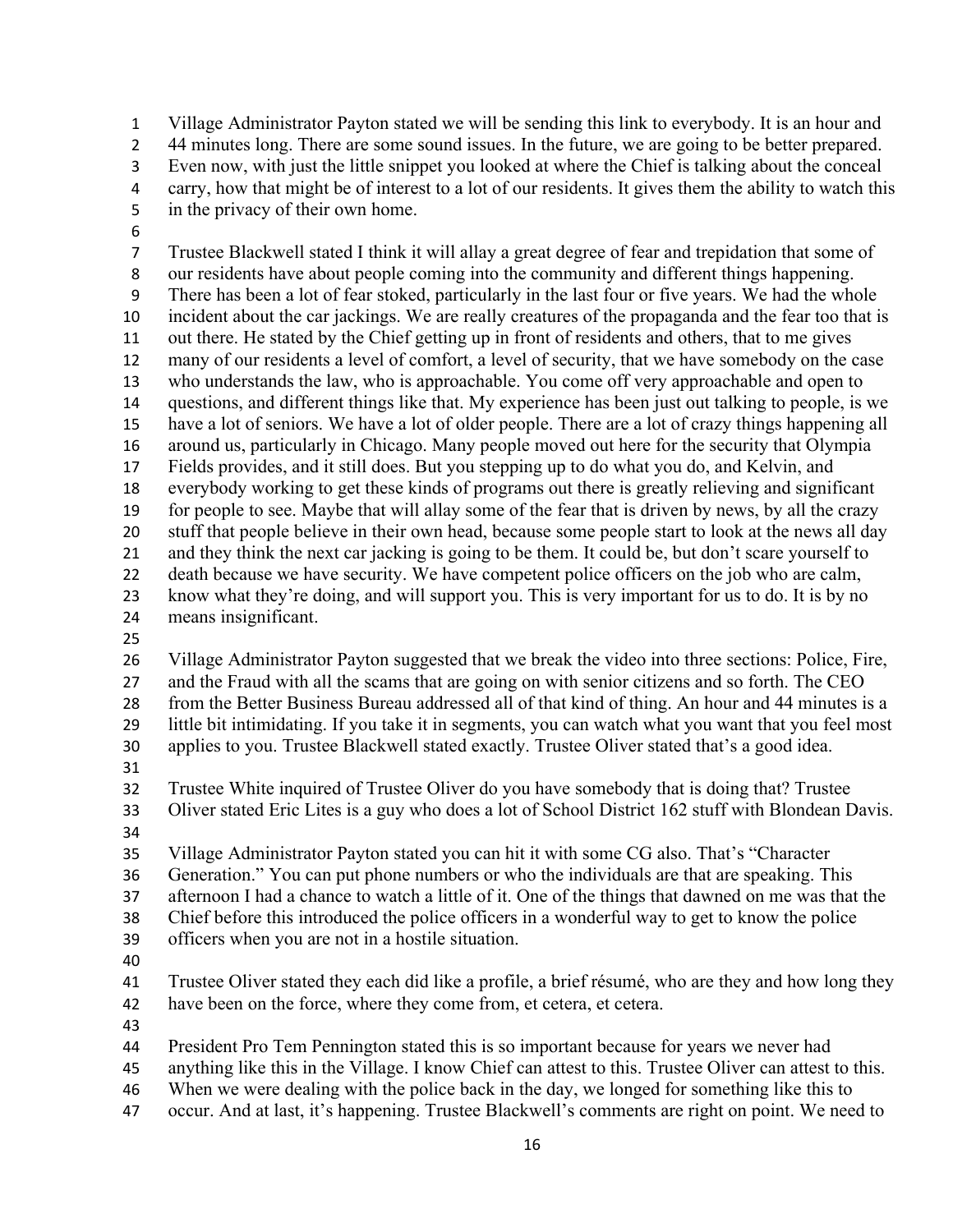Village Administrator Payton stated we will be sending this link to everybody. It is an hour and 44 minutes long. There are some sound issues. In the future, we are going to be better prepared. Even now, with just the little snippet you looked at where the Chief is talking about the conceal carry, how that might be of interest to a lot of our residents. It gives them the ability to watch this in the privacy of their own home.

Trustee Blackwell stated I think it will allay a great degree of fear and trepidation that some of our residents have about people coming into the community and different things happening. There has been a lot of fear stoked, particularly in the last four or five years. We had the whole incident about the car jackings. We are really creatures of the propaganda and the fear too that is out there. He stated by the Chief getting up in front of residents and others, that to me gives many of our residents a level of comfort, a level of security, that we have somebody on the case who understands the law, who is approachable. You come off very approachable and open to questions, and different things like that. My experience has been just out talking to people, is we have a lot of seniors. We have a lot of older people. There are a lot of crazy things happening all around us, particularly in Chicago. Many people moved out here for the security that Olympia Fields provides, and it still does. But you stepping up to do what you do, and Kelvin, and everybody working to get these kinds of programs out there is greatly relieving and significant for people to see. Maybe that will allay some of the fear that is driven by news, by all the crazy stuff that people believe in their own head, because some people start to look at the news all day and they think the next car jacking is going to be them. It could be, but don't scare yourself to death because we have security. We have competent police officers on the job who are calm, know what they're doing, and will support you. This is very important for us to do. It is by no means insignificant.

Village Administrator Payton suggested that we break the video into three sections: Police, Fire, and the Fraud with all the scams that are going on with senior citizens and so forth. The CEO from the Better Business Bureau addressed all of that kind of thing. An hour and 44 minutes is a little bit intimidating. If you take it in segments, you can watch what you want that you feel most applies to you. Trustee Blackwell stated exactly. Trustee Oliver stated that's a good idea.

Trustee White inquired of Trustee Oliver do you have somebody that is doing that? Trustee Oliver stated Eric Lites is a guy who does a lot of School District 162 stuff with Blondean Davis.

Village Administrator Payton stated you can hit it with some CG also. That's "Character Generation." You can put phone numbers or who the individuals are that are speaking. This afternoon I had a chance to watch a little of it. One of the things that dawned on me was that the Chief before this introduced the police officers in a wonderful way to get to know the police officers when you are not in a hostile situation.

Trustee Oliver stated they each did like a profile, a brief résumé, who are they and how long they have been on the force, where they come from, et cetera, et cetera.

President Pro Tem Pennington stated this is so important because for years we never had anything like this in the Village. I know Chief can attest to this. Trustee Oliver can attest to this. When we were dealing with the police back in the day, we longed for something like this to occur. And at last, it's happening. Trustee Blackwell's comments are right on point. We need to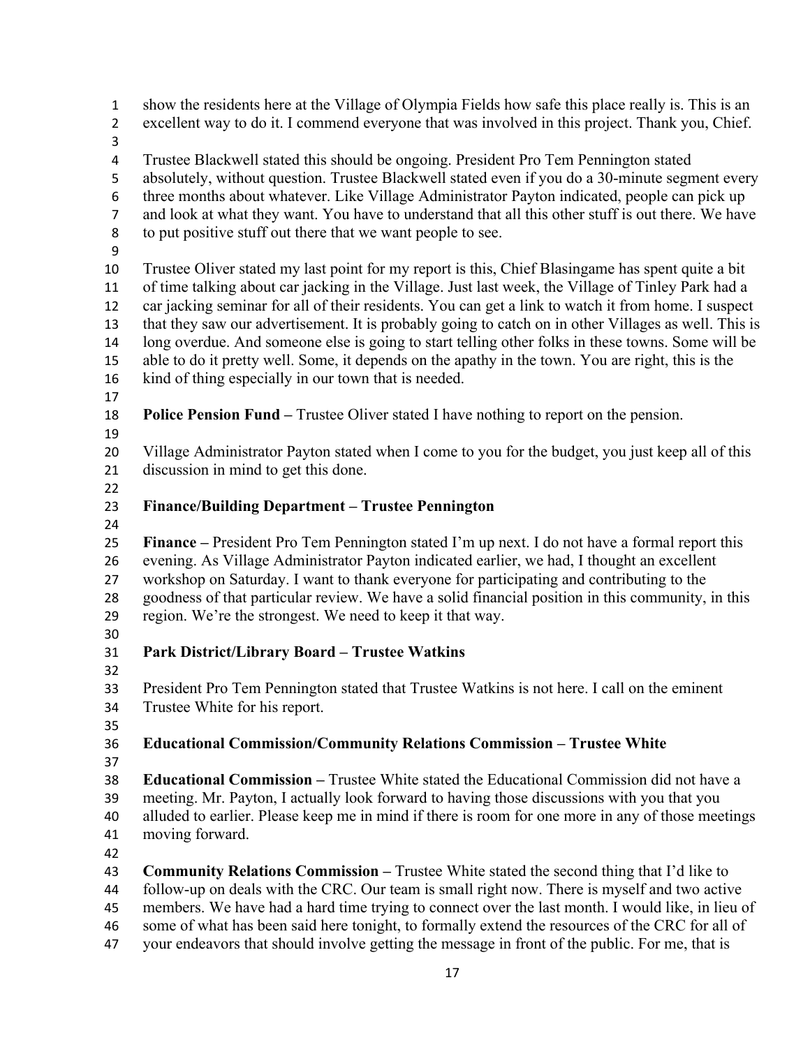show the residents here at the Village of Olympia Fields how safe this place really is. This is an excellent way to do it. I commend everyone that was involved in this project. Thank you, Chief.

Trustee Blackwell stated this should be ongoing. President Pro Tem Pennington stated absolutely, without question. Trustee Blackwell stated even if you do a 30-minute segment every three months about whatever. Like Village Administrator Payton indicated, people can pick up and look at what they want. You have to understand that all this other stuff is out there. We have to put positive stuff out there that we want people to see.

Trustee Oliver stated my last point for my report is this, Chief Blasingame has spent quite a bit of time talking about car jacking in the Village. Just last week, the Village of Tinley Park had a car jacking seminar for all of their residents. You can get a link to watch it from home. I suspect that they saw our advertisement. It is probably going to catch on in other Villages as well. This is long overdue. And someone else is going to start telling other folks in these towns. Some will be able to do it pretty well. Some, it depends on the apathy in the town. You are right, this is the kind of thing especially in our town that is needed.

**Police Pension Fund –** Trustee Oliver stated I have nothing to report on the pension.

Village Administrator Payton stated when I come to you for the budget, you just keep all of this discussion in mind to get this done.

**Finance/Building Department – Trustee Pennington**

**Finance –** President Pro Tem Pennington stated I'm up next. I do not have a formal report this evening. As Village Administrator Payton indicated earlier, we had, I thought an excellent workshop on Saturday. I want to thank everyone for participating and contributing to the goodness of that particular review. We have a solid financial position in this community, in this region. We're the strongest. We need to keep it that way.

**Park District/Library Board – Trustee Watkins**

President Pro Tem Pennington stated that Trustee Watkins is not here. I call on the eminent Trustee White for his report.

**Educational Commission/Community Relations Commission – Trustee White**

**Educational Commission –** Trustee White stated the Educational Commission did not have a meeting. Mr. Payton, I actually look forward to having those discussions with you that you alluded to earlier. Please keep me in mind if there is room for one more in any of those meetings moving forward.

**Community Relations Commission –** Trustee White stated the second thing that I'd like to follow-up on deals with the CRC. Our team is small right now. There is myself and two active members. We have had a hard time trying to connect over the last month. I would like, in lieu of some of what has been said here tonight, to formally extend the resources of the CRC for all of your endeavors that should involve getting the message in front of the public. For me, that is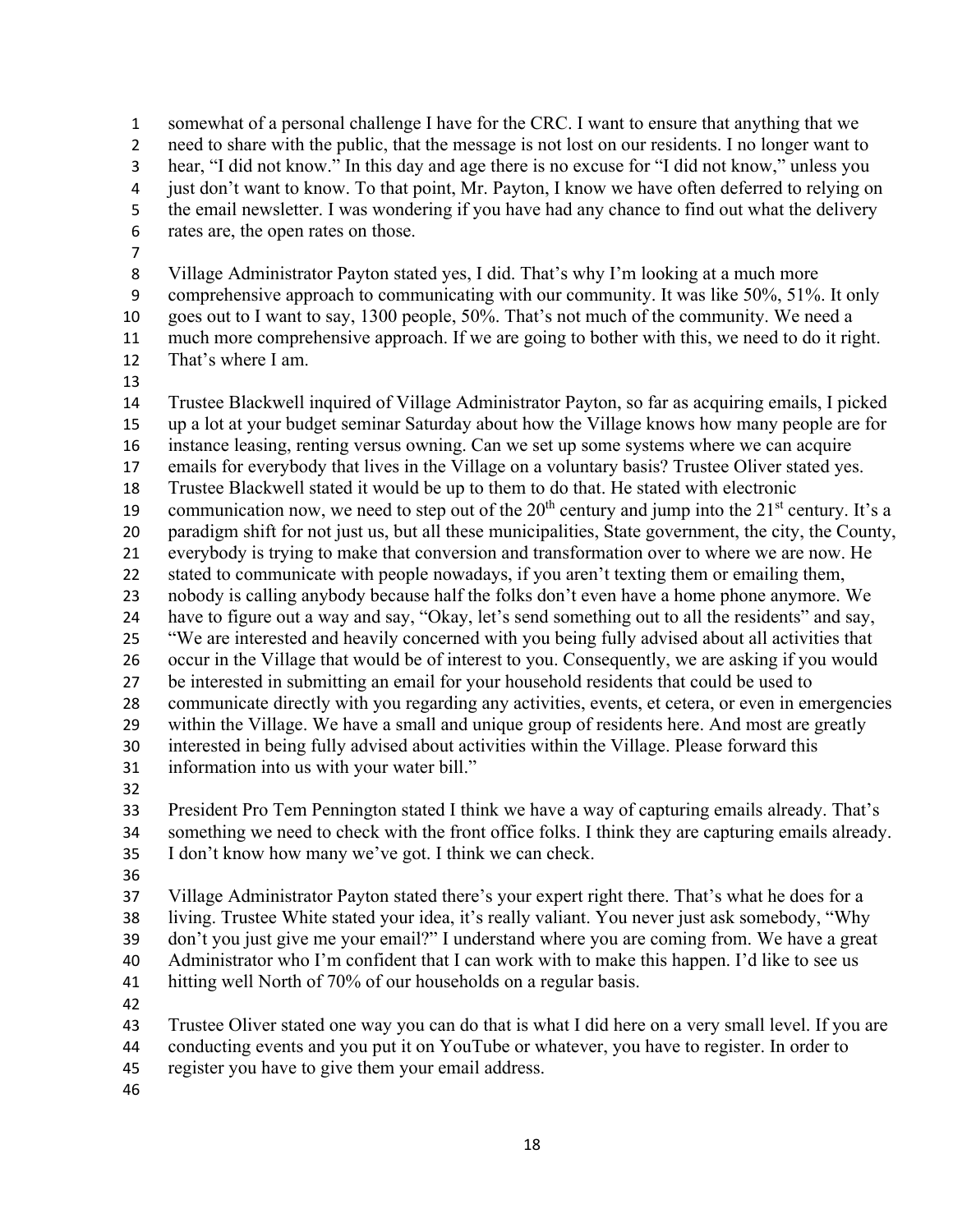somewhat of a personal challenge I have for the CRC. I want to ensure that anything that we need to share with the public, that the message is not lost on our residents. I no longer want to hear, "I did not know." In this day and age there is no excuse for "I did not know," unless you just don't want to know. To that point, Mr. Payton, I know we have often deferred to relying on the email newsletter. I was wondering if you have had any chance to find out what the delivery rates are, the open rates on those.

Village Administrator Payton stated yes, I did. That's why I'm looking at a much more comprehensive approach to communicating with our community. It was like 50%, 51%. It only goes out to I want to say, 1300 people, 50%. That's not much of the community. We need a much more comprehensive approach. If we are going to bother with this, we need to do it right. That's where I am.

Trustee Blackwell inquired of Village Administrator Payton, so far as acquiring emails, I picked up a lot at your budget seminar Saturday about how the Village knows how many people are for instance leasing, renting versus owning. Can we set up some systems where we can acquire emails for everybody that lives in the Village on a voluntary basis? Trustee Oliver stated yes. Trustee Blackwell stated it would be up to them to do that. He stated with electronic communication now, we need to step out of the 20th century and jump into the 21st century. It's a paradigm shift for not just us, but all these municipalities, State government, the city, the County, everybody is trying to make that conversion and transformation over to where we are now. He stated to communicate with people nowadays, if you aren't texting them or emailing them, nobody is calling anybody because half the folks don't even have a home phone anymore. We have to figure out a way and say, "Okay, let's send something out to all the residents" and say, "We are interested and heavily concerned with you being fully advised about all activities that occur in the Village that would be of interest to you. Consequently, we are asking if you would be interested in submitting an email for your household residents that could be used to communicate directly with you regarding any activities, events, et cetera, or even in emergencies within the Village. We have a small and unique group of residents here. And most are greatly interested in being fully advised about activities within the Village. Please forward this information into us with your water bill."

President Pro Tem Pennington stated I think we have a way of capturing emails already. That's something we need to check with the front office folks. I think they are capturing emails already. I don't know how many we've got. I think we can check.

Village Administrator Payton stated there's your expert right there. That's what he does for a living. Trustee White stated your idea, it's really valiant. You never just ask somebody, "Why don't you just give me your email?" I understand where you are coming from. We have a great Administrator who I'm confident that I can work with to make this happen. I'd like to see us hitting well North of 70% of our households on a regular basis.

Trustee Oliver stated one way you can do that is what I did here on a very small level. If you are conducting events and you put it on YouTube or whatever, you have to register. In order to register you have to give them your email address.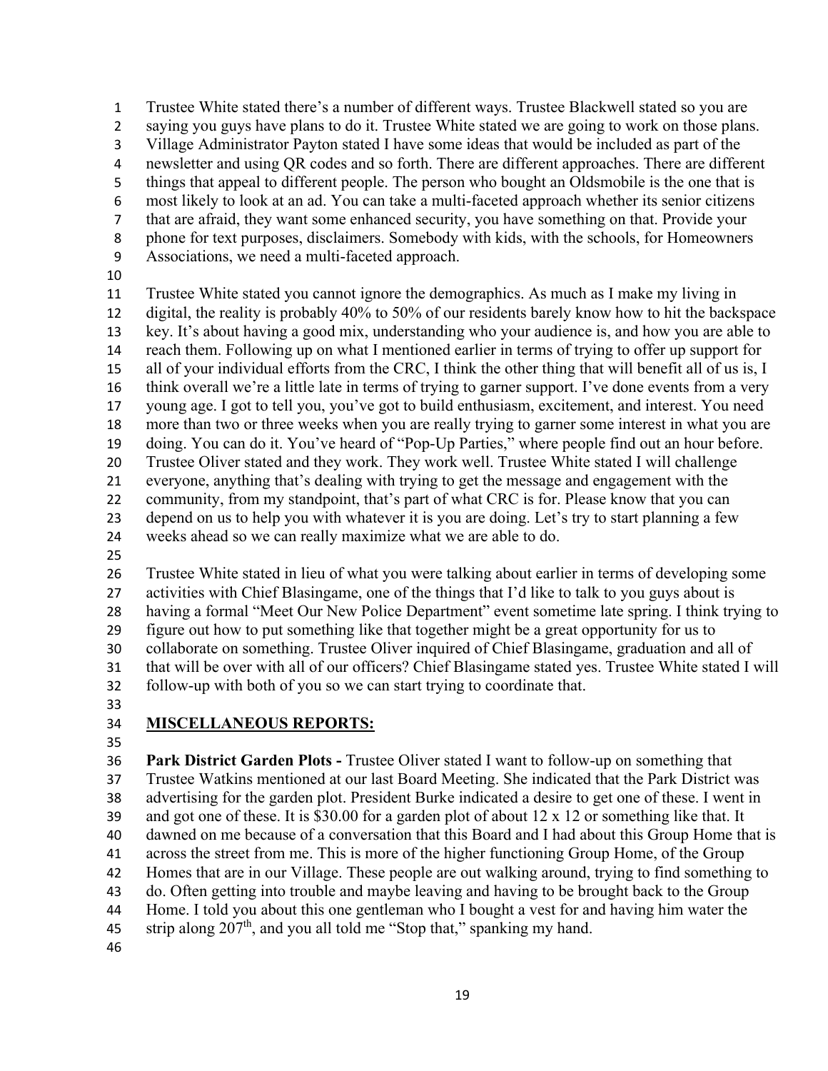Trustee White stated there's a number of different ways. Trustee Blackwell stated so you are saying you guys have plans to do it. Trustee White stated we are going to work on those plans. Village Administrator Payton stated I have some ideas that would be included as part of the newsletter and using QR codes and so forth. There are different approaches. There are different things that appeal to different people. The person who bought an Oldsmobile is the one that is most likely to look at an ad. You can take a multi-faceted approach whether its senior citizens that are afraid, they want some enhanced security, you have something on that. Provide your phone for text purposes, disclaimers. Somebody with kids, with the schools, for Homeowners Associations, we need a multi-faceted approach.

Trustee White stated you cannot ignore the demographics. As much as I make my living in digital, the reality is probably 40% to 50% of our residents barely know how to hit the backspace key. It's about having a good mix, understanding who your audience is, and how you are able to reach them. Following up on what I mentioned earlier in terms of trying to offer up support for all of your individual efforts from the CRC, I think the other thing that will benefit all of us is, I think overall we're a little late in terms of trying to garner support. I've done events from a very young age. I got to tell you, you've got to build enthusiasm, excitement, and interest. You need more than two or three weeks when you are really trying to garner some interest in what you are doing. You can do it. You've heard of "Pop-Up Parties," where people find out an hour before. Trustee Oliver stated and they work. They work well. Trustee White stated I will challenge everyone, anything that's dealing with trying to get the message and engagement with the community, from my standpoint, that's part of what CRC is for. Please know that you can depend on us to help you with whatever it is you are doing. Let's try to start planning a few weeks ahead so we can really maximize what we are able to do.

Trustee White stated in lieu of what you were talking about earlier in terms of developing some activities with Chief Blasingame, one of the things that I'd like to talk to you guys about is having a formal "Meet Our New Police Department" event sometime late spring. I think trying to figure out how to put something like that together might be a great opportunity for us to collaborate on something. Trustee Oliver inquired of Chief Blasingame, graduation and all of that will be over with all of our officers? Chief Blasingame stated yes. Trustee White stated I will follow-up with both of you so we can start trying to coordinate that.

## MISCELLANEOUS REPORTS:

**Park District Garden Plots -** Trustee Oliver stated I want to follow-up on something that Trustee Watkins mentioned at our last Board Meeting. She indicated that the Park District was advertising for the garden plot. President Burke indicated a desire to get one of these. I went in and got one of these. It is $30.00 for a garden plot of about 12 x 12 or something like that. It dawned on me because of a conversation that this Board and I had about this Group Home that is across the street from me. This is more of the higher functioning Group Home, of the Group Homes that are in our Village. These people are out walking around, trying to find something to do. Often getting into trouble and maybe leaving and having to be brought back to the Group Home. I told you about this one gentleman who I bought a vest for and having him water the strip along 207th, and you all told me "Stop that," spanking my hand.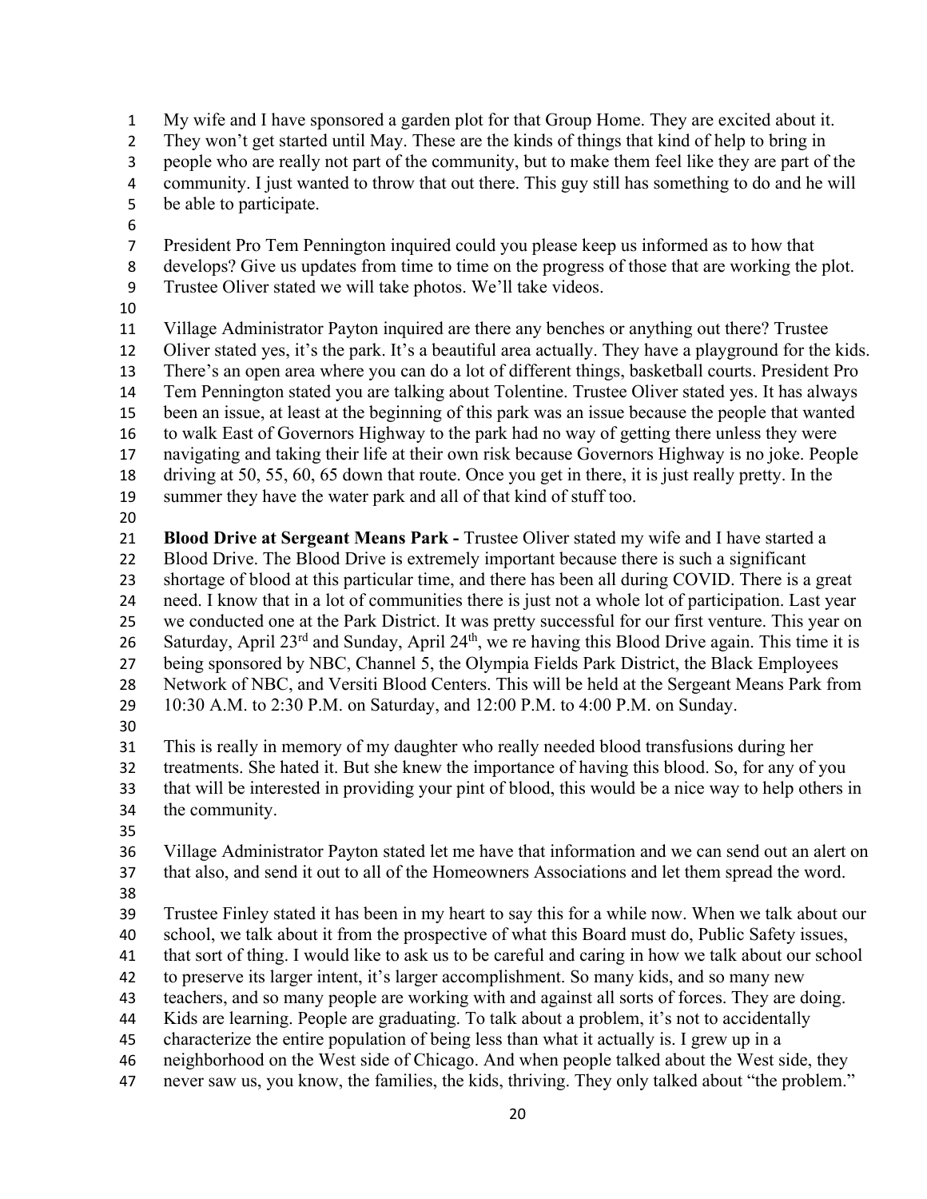My wife and I have sponsored a garden plot for that Group Home. They are excited about it. They won't get started until May. These are the kinds of things that kind of help to bring in people who are really not part of the community, but to make them feel like they are part of the community. I just wanted to throw that out there. This guy still has something to do and he will be able to participate.

President Pro Tem Pennington inquired could you please keep us informed as to how that develops? Give us updates from time to time on the progress of those that are working the plot. Trustee Oliver stated we will take photos. We'll take videos.

Village Administrator Payton inquired are there any benches or anything out there? Trustee Oliver stated yes, it's the park. It's a beautiful area actually. They have a playground for the kids. There's an open area where you can do a lot of different things, basketball courts. President Pro Tem Pennington stated you are talking about Tolentine. Trustee Oliver stated yes. It has always been an issue, at least at the beginning of this park was an issue because the people that wanted to walk East of Governors Highway to the park had no way of getting there unless they were navigating and taking their life at their own risk because Governors Highway is no joke. People driving at 50, 55, 60, 65 down that route. Once you get in there, it is just really pretty. In the summer they have the water park and all of that kind of stuff too.

**Blood Drive at Sergeant Means Park -** Trustee Oliver stated my wife and I have started a Blood Drive. The Blood Drive is extremely important because there is such a significant shortage of blood at this particular time, and there has been all during COVID. There is a great need. I know that in a lot of communities there is just not a whole lot of participation. Last year we conducted one at the Park District. It was pretty successful for our first venture. This year on Saturday, April 23rd and Sunday, April 24th, we re having this Blood Drive again. This time it is being sponsored by NBC, Channel 5, the Olympia Fields Park District, the Black Employees Network of NBC, and Versiti Blood Centers. This will be held at the Sergeant Means Park from 10:30 A.M. to 2:30 P.M. on Saturday, and 12:00 P.M. to 4:00 P.M. on Sunday.

This is really in memory of my daughter who really needed blood transfusions during her treatments. She hated it. But she knew the importance of having this blood. So, for any of you that will be interested in providing your pint of blood, this would be a nice way to help others in the community.

Village Administrator Payton stated let me have that information and we can send out an alert on that also, and send it out to all of the Homeowners Associations and let them spread the word.

Trustee Finley stated it has been in my heart to say this for a while now. When we talk about our school, we talk about it from the prospective of what this Board must do, Public Safety issues, that sort of thing. I would like to ask us to be careful and caring in how we talk about our school to preserve its larger intent, it's larger accomplishment. So many kids, and so many new teachers, and so many people are working with and against all sorts of forces. They are doing. Kids are learning. People are graduating. To talk about a problem, it's not to accidentally characterize the entire population of being less than what it actually is. I grew up in a neighborhood on the West side of Chicago. And when people talked about the West side, they never saw us, you know, the families, the kids, thriving. They only talked about "the problem."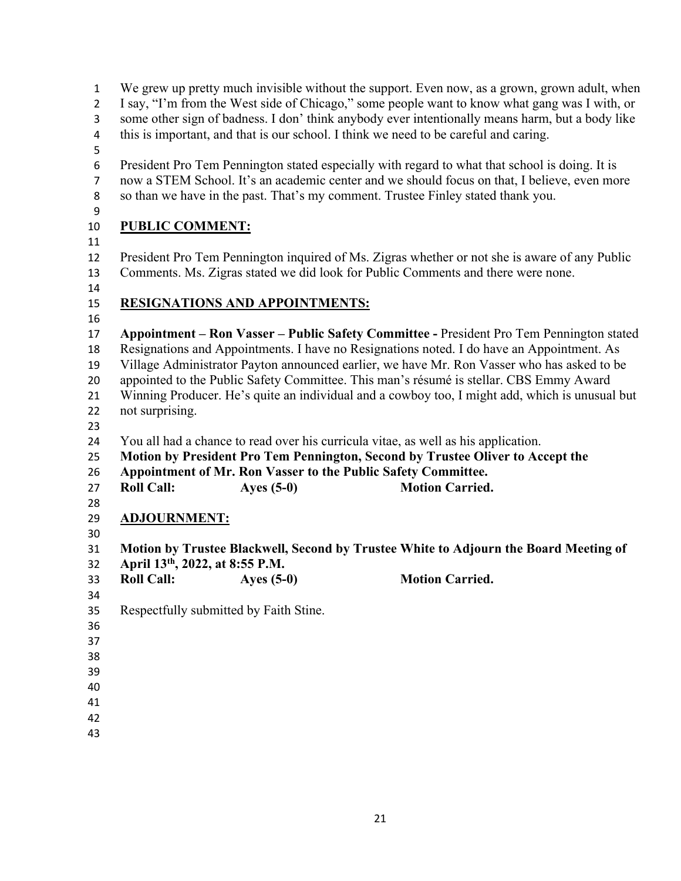We grew up pretty much invisible without the support. Even now, as a grown, grown adult, when I say, "I'm from the West side of Chicago," some people want to know what gang was I with, or some other sign of badness. I don' think anybody ever intentionally means harm, but a body like this is important, and that is our school. I think we need to be careful and caring.

President Pro Tem Pennington stated especially with regard to what that school is doing. It is now a STEM School. It's an academic center and we should focus on that, I believe, even more so than we have in the past. That's my comment. Trustee Finley stated thank you.

## PUBLIC COMMENT:

President Pro Tem Pennington inquired of Ms. Zigras whether or not she is aware of any Public Comments. Ms. Zigras stated we did look for Public Comments and there were none.

## RESIGNATIONS AND APPOINTMENTS:

**Appointment – Ron Vasser – Public Safety Committee -** President Pro Tem Pennington stated Resignations and Appointments. I have no Resignations noted. I do have an Appointment. As Village Administrator Payton announced earlier, we have Mr. Ron Vasser who has asked to be appointed to the Public Safety Committee. This man's résumé is stellar. CBS Emmy Award Winning Producer. He's quite an individual and a cowboy too, I might add, which is unusual but not surprising.

You all had a chance to read over his curricula vitae, as well as his application.

**Motion by President Pro Tem Pennington, Second by Trustee Oliver to Accept the Appointment of Mr. Ron Vasser to the Public Safety Committee.**

**Roll Call: Ayes (5-0) Motion Carried.**

## ADJOURNMENT:

**Motion by Trustee Blackwell, Second by Trustee White to Adjourn the Board Meeting of April 13th, 2022, at 8:55 P.M.**

**Roll Call: Ayes (5-0) Motion Carried.**

Respectfully submitted by Faith Stine.